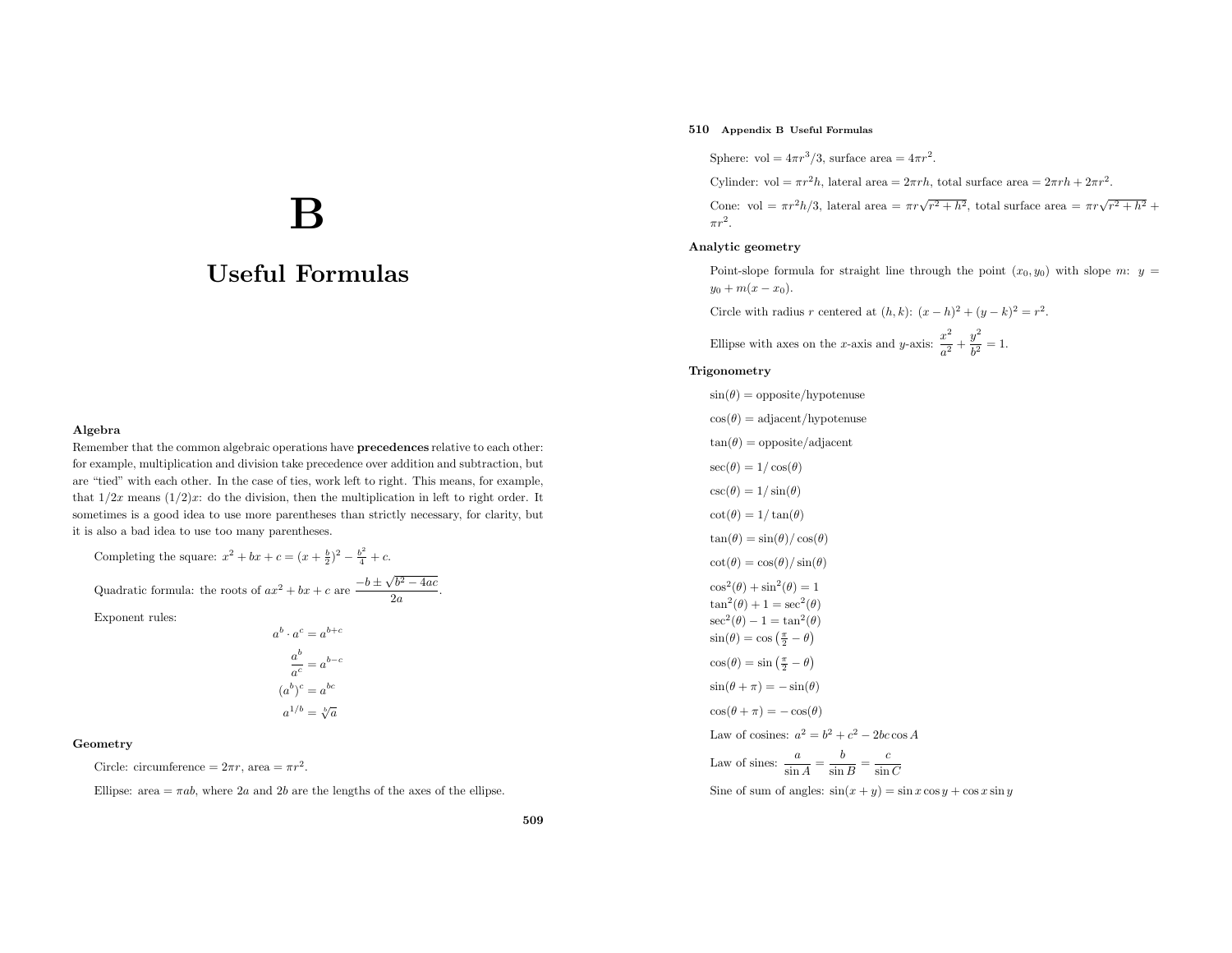# B

# Useful Formulas

## Algebra

Remember that the common algebraic operations have **precedences** relative to each other: for example, multiplication and division take precedence over addition and subtraction, but are "tied" with each other. In the case of ties, work left to right. This means, for example, that $1/2x$ means $(1/2)x$: do the division, then the multiplication in left to right order. It sometimes is a good idea to use more parentheses than strictly necessary, for clarity, but it is also a bad idea to use too many parentheses.

Completing the square: $x^2 + bx + c = (x + \frac{b}{2})^2 - \frac{b^2}{4} + c$.

Quadratic formula: the roots of $ax^2 + bx + c$ are $\dfrac{-b \pm \sqrt{b^2 - 4ac}}{2a}$.

Exponent rules:

$$a^b \cdot a^c = a^{b+c}$$

$$\frac{a^b}{a^c} = a^{b-c}$$

$$(a^b)^c = a^{bc}$$

$$a^{1/b} = \sqrt[b]{a}$$

## Geometry

Circle: circumference $= 2\pi r$, area $= \pi r^2$.

Ellipse: area $= \pi ab$, where $2a$ and $2b$ are the lengths of the axes of the ellipse.

Sphere: vol $= 4\pi r^3/3$, surface area $= 4\pi r^2$.

Cylinder: vol $= \pi r^2 h$, lateral area $= 2\pi rh$, total surface area $= 2\pi rh + 2\pi r^2$.

Cone: vol $= \pi r^2 h/3$, lateral area $= \pi r\sqrt{r^2 + h^2}$, total surface area $= \pi r\sqrt{r^2 + h^2} + \pi r^2$.

## Analytic geometry

Point-slope formula for straight line through the point $(x_0, y_0)$ with slope $m$: $y = y_0 + m(x - x_0)$.

Circle with radius $r$ centered at $(h, k)$: $(x - h)^2 + (y - k)^2 = r^2$.

Ellipse with axes on the $x$-axis and $y$-axis: $\dfrac{x^2}{a^2} + \dfrac{y^2}{b^2} = 1$.

## Trigonometry

$\sin(\theta) = \text{opposite}/\text{hypotenuse}$

$\cos(\theta) = \text{adjacent}/\text{hypotenuse}$

$\tan(\theta) = \text{opposite}/\text{adjacent}$

$\sec(\theta) = 1/\cos(\theta)$

$\csc(\theta) = 1/\sin(\theta)$

$\cot(\theta) = 1/\tan(\theta)$

$\tan(\theta) = \sin(\theta)/\cos(\theta)$

$\cot(\theta) = \cos(\theta)/\sin(\theta)$

$\cos^2(\theta) + \sin^2(\theta) = 1$
$\tan^2(\theta) + 1 = \sec^2(\theta)$
$\sec^2(\theta) - 1 = \tan^2(\theta)$
$\sin(\theta) = \cos\left(\frac{\pi}{2} - \theta\right)$

$\cos(\theta) = \sin\left(\frac{\pi}{2} - \theta\right)$

$\sin(\theta + \pi) = -\sin(\theta)$

$\cos(\theta + \pi) = -\cos(\theta)$

Law of cosines: $a^2 = b^2 + c^2 - 2bc\cos A$

Law of sines: $\dfrac{a}{\sin A} = \dfrac{b}{\sin B} = \dfrac{c}{\sin C}$

Sine of sum of angles: $\sin(x + y) = \sin x \cos y + \cos x \sin y$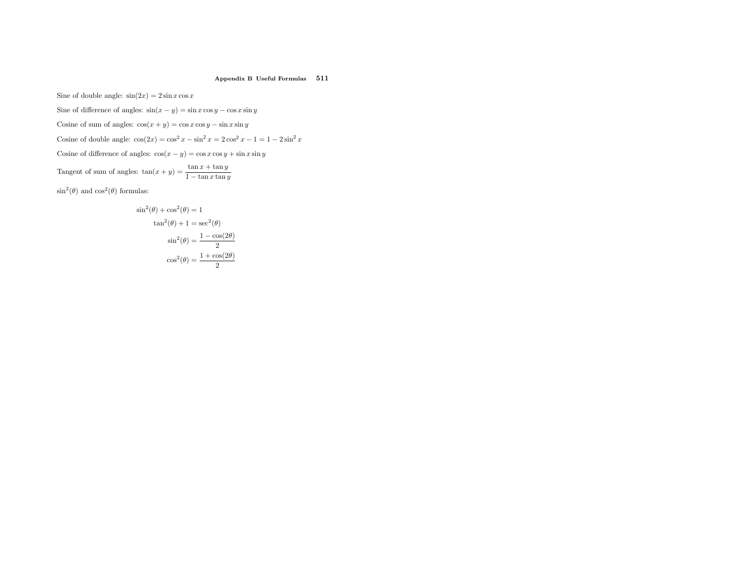Sine of double angle: $\sin(2x) = 2\sin x \cos x$

Sine of difference of angles: $\sin(x - y) = \sin x \cos y - \cos x \sin y$

Cosine of sum of angles: $\cos(x + y) = \cos x \cos y - \sin x \sin y$

Cosine of double angle: $\cos(2x) = \cos^2 x - \sin^2 x = 2\cos^2 x - 1 = 1 - 2\sin^2 x$

Cosine of difference of angles: $\cos(x - y) = \cos x \cos y + \sin x \sin y$

Tangent of sum of angles: $\tan(x + y) = \dfrac{\tan x + \tan y}{1 - \tan x \tan y}$

$\sin^2(\theta)$ and $\cos^2(\theta)$ formulas:

$$
\begin{aligned}
\sin^2(\theta) + \cos^2(\theta) &= 1 \\
\tan^2(\theta) + 1 &= \sec^2(\theta) \\
\sin^2(\theta) &= \frac{1 - \cos(2\theta)}{2} \\
\cos^2(\theta) &= \frac{1 + \cos(2\theta)}{2}
\end{aligned}
$$